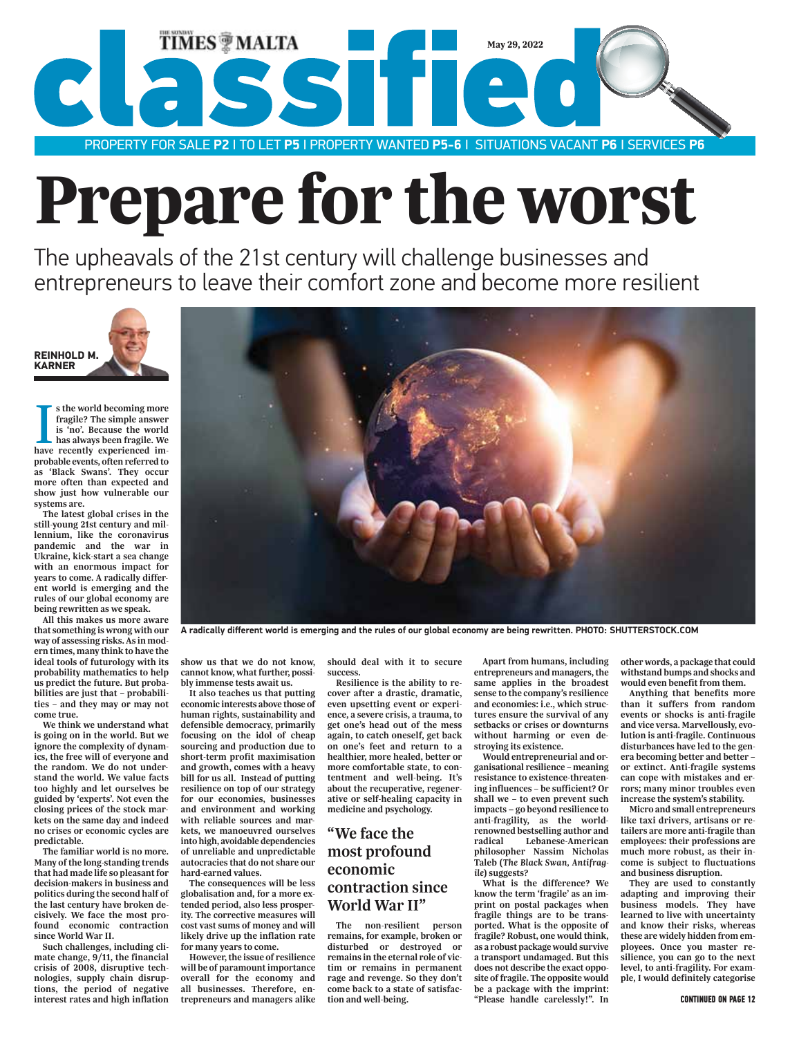THE SUNDAY TIMES OF MALTA

May 29, 2022

# classified

PROPERTY FOR SALE **P2** I TO LET **P5** I PROPERTY WANTED **P5-6** I SITUATIONS VACANT **P6** I SERVICES **P6**

# Prepare for the worst

## The upheavals of the 21st century will challenge businesses and entrepreneurs to leave their comfort zone and become more resilient

**REINHOLD M. KARNER**

A radically different world is emerging and the rules of our global economy are being rewritten. PHOTO: SHUTTERSTOCK.COM

**Is the world becoming more fragile? The simple answer is 'no'. Because the world has always been fragile. We have recently experienced improbable events, often referred to as 'Black Swans'. They occur more often than expected and show just how vulnerable our systems are.**

**The latest global crises in the still-young 21st century and millennium, like the coronavirus pandemic and the war in Ukraine, kick-start a sea change with an enormous impact for years to come. A radically different world is emerging and the rules of our global economy are being rewritten as we speak.**

**All this makes us more aware that something is wrong with our way of assessing risks. As in modern times, many think to have the ideal tools of futurology with its probability mathematics to help us predict the future. But probabilities are just that – probabilities – and they may or may not come true.**

**We think we understand what is going on in the world. But we ignore the complexity of dynamics, the free will of everyone and the random. We do not understand the world. We value facts too highly and let ourselves be guided by 'experts'. Not even the closing prices of the stock markets on the same day and indeed no crises or economic cycles are predictable.**

**The familiar world is no more. Many of the long-standing trends that had made life so pleasant for decision-makers in business and politics during the second half of the last century have broken decisively. We face the most profound economic contraction since World War II.**

**Such challenges, including climate change, 9/11, the financial crisis of 2008, disruptive technologies, supply chain disruptions, the period of negative interest rates and high inflation show us that we do not know, cannot know, what further, possibly immense tests await us.**

**It also teaches us that putting economic interests above those of human rights, sustainability and defensible democracy, primarily focusing on the idol of cheap sourcing and production due to short-term profit maximisation and growth, comes with a heavy bill for us all. Instead of putting resilience on top of our strategy for our economies, businesses and environment and working with reliable sources and markets, we manoeuvred ourselves into high, avoidable dependencies of unreliable and unpredictable autocracies that do not share our hard-earned values.**

**The consequences will be less globalisation and, for a more extended period, also less prosperity. The corrective measures will cost vast sums of money and will likely drive up the inflation rate for many years to come.**

**However, the issue of resilience will be of paramount importance overall for the economy and all businesses. Therefore, entrepreneurs and managers alike should deal with it to secure success.**

**Resilience is the ability to recover after a drastic, dramatic, even upsetting event or experience, a severe crisis, a trauma, to get one's head out of the mess again, to catch oneself, get back on one's feet and return to a healthier, more healed, better or more comfortable state, to contentment and well-being. It's about the recuperative, regenerative or self-healing capacity in medicine and psychology.**

> "We face the most profound economic contraction since World War II"

**The non-resilient person remains, for example, broken or disturbed or destroyed or remains in the eternal role of victim or remains in permanent rage and revenge. So they don't come back to a state of satisfaction and well-being.**

**Apart from humans, including entrepreneurs and managers, the same applies in the broadest sense to the company's resilience and economies: i.e., which structures ensure the survival of any setbacks or crises or downturns without harming or even destroying its existence.**

**Would entrepreneurial and organisational resilience – meaning resistance to existence-threatening influences – be sufficient? Or shall we – to even prevent such impacts – go beyond resilience to anti-fragility, as the world-renowned bestselling author and radical Lebanese-American philosopher Nassim Nicholas Taleb (*The Black Swan, Antifragile*) suggests?**

**What is the difference? We know the term 'fragile' as an imprint on postal packages when fragile things are to be transported. What is the opposite of fragile? Robust, one would think, as a robust package would survive a transport undamaged. But this does not describe the exact opposite of fragile. The opposite would be a package with the imprint: "Please handle carelessly!". In other words, a package that could withstand bumps and shocks and would even benefit from them.**

**Anything that benefits more than it suffers from random events or shocks is anti-fragile and vice versa. Marvellously, evolution is anti-fragile. Continuous disturbances have led to the genera becoming better and better – or extinct. Anti-fragile systems can cope with mistakes and errors; many minor troubles even increase the system's stability.**

**Micro and small entrepreneurs like taxi drivers, artisans or retailers are more anti-fragile than employees: their professions are much more robust, as their income is subject to fluctuations and business disruption.**

**They are used to constantly adapting and improving their business models. They have learned to live with uncertainty and know their risks, whereas these are widely hidden from employees. Once you master resilience, you can go to the next level, to anti-fragility. For example, I would definitely categorise**

CONTINUED ON PAGE 12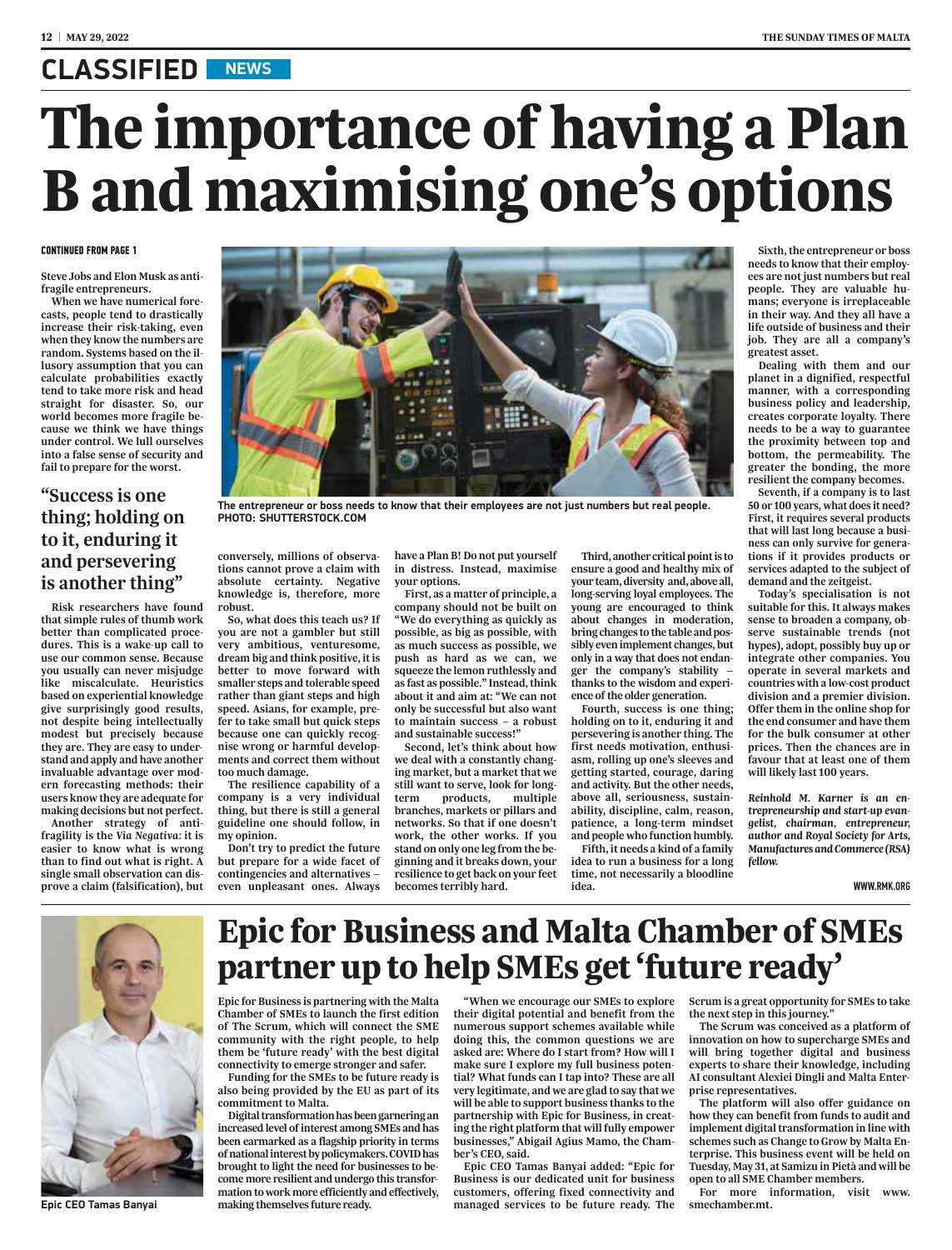CLASSIFIED NEWS

# The importance of having a Plan B and maximising one's options

CONTINUED FROM PAGE 1

**Steve Jobs and Elon Musk as antifragile entrepreneurs.**

**When we have numerical forecasts, people tend to drastically increase their risk-taking, even when they know the numbers are random. Systems based on the illusory assumption that you can calculate probabilities exactly tend to take more risk and head straight for disaster. So, our world becomes more fragile because we think we have things under control. We lull ourselves into a false sense of security and fail to prepare for the worst.**

## "Success is one thing; holding on to it, enduring it and persevering is another thing"

**Risk researchers have found that simple rules of thumb work better than complicated procedures. This is a wake-up call to use our common sense. Because you usually can never misjudge like miscalculate. Heuristics based on experiential knowledge give surprisingly good results, not despite being intellectually modest but precisely because they are. They are easy to understand and apply and have another invaluable advantage over modern forecasting methods: their users know they are adequate for making decisions but not perfect.**

**Another strategy of antifragility is the *Via Negativa*: it is easier to know what is wrong than to find out what is right. A single small observation can disprove a claim (falsification), but conversely, millions of observations cannot prove a claim with absolute certainty. Negative knowledge is, therefore, more robust.**

**So, what does this teach us? If you are not a gambler but still very ambitious, venturesome, dream big and think positive, it is better to move forward with smaller steps and tolerable speed rather than giant steps and high speed. Asians, for example, prefer to take small but quick steps because one can quickly recognise wrong or harmful developments and correct them without too much damage.**

**The resilience capability of a company is a very individual thing, but there is still a general guideline one should follow, in my opinion.**

**Don't try to predict the future but prepare for a wide facet of contingencies and alternatives – even unpleasant ones. Always have a Plan B! Do not put yourself in distress. Instead, maximise your options.**

**First, as a matter of principle, a company should not be built on "We do everything as quickly as possible, as big as possible, with as much success as possible, we push as hard as we can, we squeeze the lemon ruthlessly and as fast as possible." Instead, think about it and aim at: "We can not only be successful but also want to maintain success – a robust and sustainable success!"**

**Second, let's think about how we deal with a constantly changing market, but a market that we still want to serve, look for long-term products, multiple branches, markets or pillars and networks. So that if one doesn't work, the other works. If you stand on only one leg from the beginning and it breaks down, your resilience to get back on your feet becomes terribly hard.**

**Third, another critical point is to ensure a good and healthy mix of your team, diversity and, above all, long-serving loyal employees. The young are encouraged to think about changes in moderation, bring changes to the table and possibly even implement changes, but only in a way that does not endanger the company's stability – thanks to the wisdom and experience of the older generation.**

**Fourth, success is one thing; holding on to it, enduring it and persevering is another thing. The first needs motivation, enthusiasm, rolling up one's sleeves and getting started, courage, daring and activity. But the other needs, above all, seriousness, sustainability, discipline, calm, reason, patience, a long-term mindset and people who function humbly.**

**Fifth, it needs a kind of a family idea to run a business for a long time, not necessarily a bloodline idea.**

**Sixth, the entrepreneur or boss needs to know that their employees are not just numbers but real people. They are valuable humans; everyone is irreplaceable in their way. And they all have a life outside of business and their job. They are all a company's greatest asset.**

**Dealing with them and our planet in a dignified, respectful manner, with a corresponding business policy and leadership, creates corporate loyalty. There needs to be a way to guarantee the proximity between top and bottom, the permeability. The greater the bonding, the more resilient the company becomes.**

**Seventh, if a company is to last 50 or 100 years, what does it need? First, it requires several products that will last long because a business can only survive for generations if it provides products or services adapted to the subject of demand and the zeitgeist.**

**Today's specialisation is not suitable for this. It always makes sense to broaden a company, observe sustainable trends (not hypes), adopt, possibly buy up or integrate other companies. You operate in several markets and countries with a low-cost product division and a premier division. Offer them in the online shop for the end consumer and have them for the bulk consumer at other prices. Then the chances are in favour that at least one of them will likely last 100 years.**

The entrepreneur or boss needs to know that their employees are not just numbers but real people. PHOTO: SHUTTERSTOCK.COM

***Reinhold M. Karner is an entrepreneurship and start-up evangelist, chairman, entrepreneur, author and Royal Society for Arts, Manufactures and Commerce (RSA) fellow.***

WWW.RMK.ORG

# Epic for Business and Malta Chamber of SMEs partner up to help SMEs get 'future ready'

Epic CEO Tamas Banyai

**Epic for Business is partnering with the Malta Chamber of SMEs to launch the first edition of The Scrum, which will connect the SME community with the right people, to help them be 'future ready' with the best digital connectivity to emerge stronger and safer.**

**Funding for the SMEs to be future ready is also being provided by the EU as part of its commitment to Malta.**

**Digital transformation has been garnering an increased level of interest among SMEs and has been earmarked as a flagship priority in terms of national interest by policymakers. COVID has brought to light the need for businesses to become more resilient and undergo this transformation to work more efficiently and effectively, making themselves future ready.**

**"When we encourage our SMEs to explore their digital potential and benefit from the numerous support schemes available while doing this, the common questions we are asked are: Where do I start from? How will I make sure I explore my full business potential? What funds can I tap into? These are all very legitimate, and we are glad to say that we will be able to support business thanks to the partnership with Epic for Business, in creating the right platform that will fully empower businesses," Abigail Agius Mamo, the Chamber's CEO, said.**

**Epic CEO Tamas Banyai added: "Epic for Business is our dedicated unit for business customers, offering fixed connectivity and managed services to be future ready. The Scrum is a great opportunity for SMEs to take the next step in this journey."**

**The Scrum was conceived as a platform of innovation on how to supercharge SMEs and will bring together digital and business experts to share their knowledge, including AI consultant Alexiei Dingli and Malta Enterprise representatives.**

**The platform will also offer guidance on how they can benefit from funds to audit and implement digital transformation in line with schemes such as Change to Grow by Malta Enterprise. This business event will be held on Tuesday, May 31, at Samizu in Pietà and will be open to all SME Chamber members.**

**For more information, visit www.smechamber.mt.**